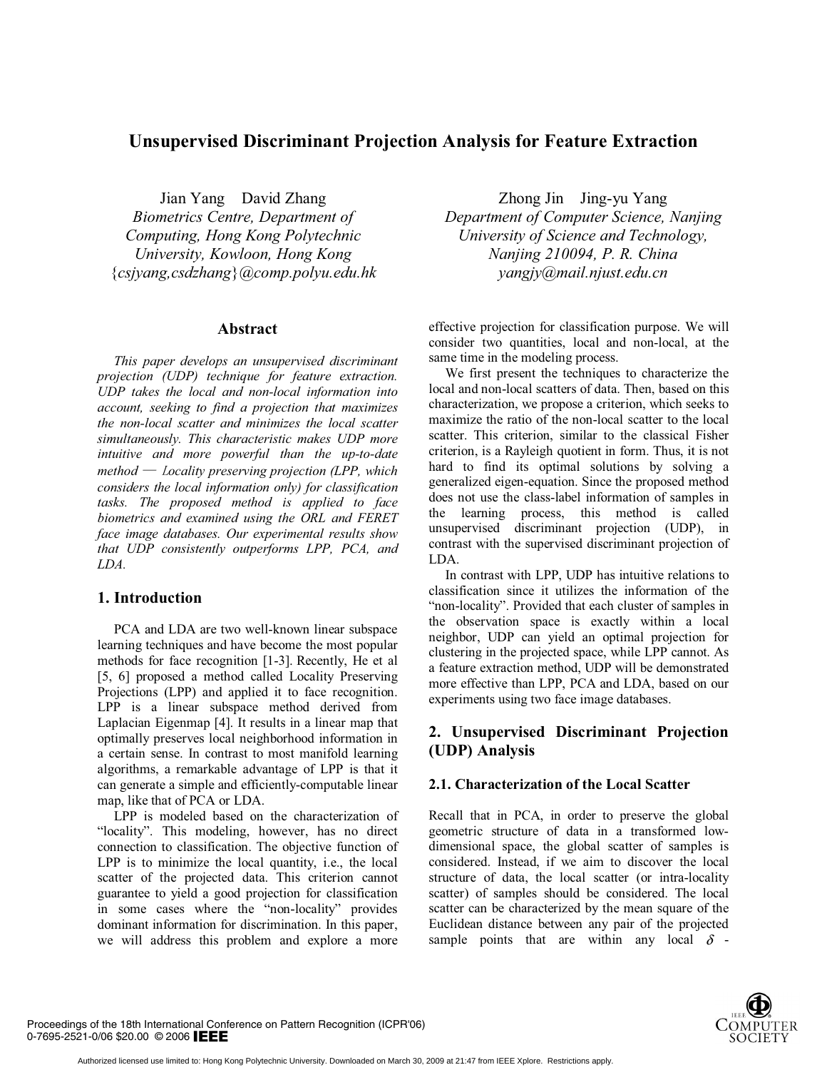# Unsupervised Discriminant Projection Analysis for Feature Extraction

Jian Yang David Zhang
*Biometrics Centre, Department of Computing, Hong Kong Polytechnic University, Kowloon, Hong Kong*
{*csjyang,csdzhang*}*@comp.polyu.edu.hk*

Zhong Jin Jing-yu Yang
*Department of Computer Science, Nanjing University of Science and Technology, Nanjing 210094, P. R. China*
*yangjy@mail.njust.edu.cn*

## Abstract

*This paper develops an unsupervised discriminant projection (UDP) technique for feature extraction. UDP takes the local and non-local information into account, seeking to find a projection that maximizes the non-local scatter and minimizes the local scatter simultaneously. This characteristic makes UDP more intuitive and more powerful than the up-to-date method — Locality preserving projection (LPP, which considers the local information only) for classification tasks. The proposed method is applied to face biometrics and examined using the ORL and FERET face image databases. Our experimental results show that UDP consistently outperforms LPP, PCA, and LDA.*

## 1. Introduction

PCA and LDA are two well-known linear subspace learning techniques and have become the most popular methods for face recognition [1-3]. Recently, He et al [5, 6] proposed a method called Locality Preserving Projections (LPP) and applied it to face recognition. LPP is a linear subspace method derived from Laplacian Eigenmap [4]. It results in a linear map that optimally preserves local neighborhood information in a certain sense. In contrast to most manifold learning algorithms, a remarkable advantage of LPP is that it can generate a simple and efficiently-computable linear map, like that of PCA or LDA.

LPP is modeled based on the characterization of "locality". This modeling, however, has no direct connection to classification. The objective function of LPP is to minimize the local quantity, i.e., the local scatter of the projected data. This criterion cannot guarantee to yield a good projection for classification in some cases where the "non-locality" provides dominant information for discrimination. In this paper, we will address this problem and explore a more effective projection for classification purpose. We will consider two quantities, local and non-local, at the same time in the modeling process.

We first present the techniques to characterize the local and non-local scatters of data. Then, based on this characterization, we propose a criterion, which seeks to maximize the ratio of the non-local scatter to the local scatter. This criterion, similar to the classical Fisher criterion, is a Rayleigh quotient in form. Thus, it is not hard to find its optimal solutions by solving a generalized eigen-equation. Since the proposed method does not use the class-label information of samples in the learning process, this method is called unsupervised discriminant projection (UDP), in contrast with the supervised discriminant projection of LDA.

In contrast with LPP, UDP has intuitive relations to classification since it utilizes the information of the "non-locality". Provided that each cluster of samples in the observation space is exactly within a local neighbor, UDP can yield an optimal projection for clustering in the projected space, while LPP cannot. As a feature extraction method, UDP will be demonstrated more effective than LPP, PCA and LDA, based on our experiments using two face image databases.

## 2. Unsupervised Discriminant Projection (UDP) Analysis

### 2.1. Characterization of the Local Scatter

Recall that in PCA, in order to preserve the global geometric structure of data in a transformed low-dimensional space, the global scatter of samples is considered. Instead, if we aim to discover the local structure of data, the local scatter (or intra-locality scatter) of samples should be considered. The local scatter can be characterized by the mean square of the Euclidean distance between any pair of the projected sample points that are within any local $\delta$ -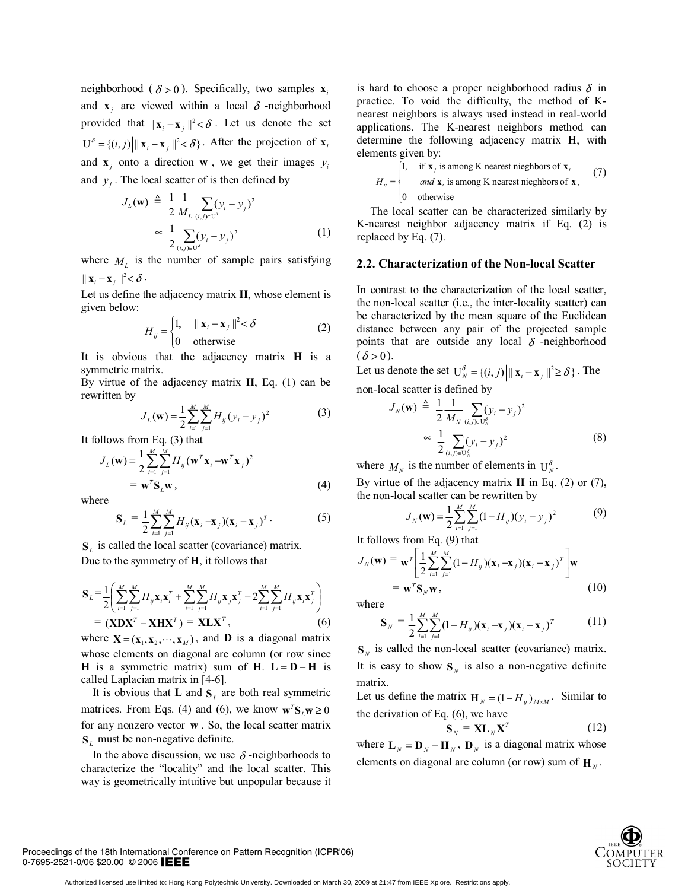neighborhood ( $\delta > 0$ ). Specifically, two samples $\mathbf{x}_i$ and $\mathbf{x}_j$ are viewed within a local $\delta$ -neighborhood provided that $\| \mathbf{x}_i - \mathbf{x}_j \|^2 < \delta$ . Let us denote the set $\mathrm{U}^{\delta} = \{(i,j) \big| \| \mathbf{x}_i - \mathbf{x}_j \|^2 < \delta \}$. After the projection of $\mathbf{x}_i$ and $\mathbf{x}_j$ onto a direction $\mathbf{w}$ , we get their images $y_i$ and $y_j$ . The local scatter of is then defined by

$$
\begin{aligned}
J_L(\mathbf{w}) &\triangleq \frac{1}{2}\frac{1}{M_L}\sum_{(i,j)\in \mathrm{U}^{\delta}}(y_i - y_j)^2 \\
&\propto \frac{1}{2}\sum_{(i,j)\in \mathrm{U}^{\delta}}(y_i - y_j)^2
\end{aligned}
\tag{1}
$$

where $M_L$ is the number of sample pairs satisfying $\| \mathbf{x}_i - \mathbf{x}_j \|^2 < \delta$ .

Let us define the adjacency matrix **H**, whose element is given below:

$$
H_{ij} = \begin{cases} 1, & \| \mathbf{x}_i - \mathbf{x}_j \|^2 < \delta \\ 0 & \text{otherwise} \end{cases}
\tag{2}
$$

It is obvious that the adjacency matrix **H** is a symmetric matrix.

By virtue of the adjacency matrix **H**, Eq. (1) can be rewritten by

$$
J_L(\mathbf{w}) = \frac{1}{2}\sum_{i=1}^{M}\sum_{j=1}^{M} H_{ij}(y_i - y_j)^2
\tag{3}
$$

It follows from Eq. (3) that

$$
\begin{aligned}
J_L(\mathbf{w}) &= \frac{1}{2}\sum_{i=1}^{M}\sum_{j=1}^{M} H_{ij}(\mathbf{w}^T\mathbf{x}_i - \mathbf{w}^T\mathbf{x}_j)^2 \\
&= \mathbf{w}^T\mathbf{S}_L\mathbf{w},
\end{aligned}
\tag{4}
$$

where

$$
\mathbf{S}_L = \frac{1}{2}\sum_{i=1}^{M}\sum_{j=1}^{M} H_{ij}(\mathbf{x}_i - \mathbf{x}_j)(\mathbf{x}_i - \mathbf{x}_j)^T .
\tag{5}
$$

$\mathbf{S}_L$ is called the local scatter (covariance) matrix.

Due to the symmetry of **H**, it follows that

$$
\begin{aligned}
\mathbf{S}_L &= \frac{1}{2}\left(\sum_{i=1}^{M}\sum_{j=1}^{M} H_{ij}\mathbf{x}_i\mathbf{x}_i^T + \sum_{i=1}^{M}\sum_{j=1}^{M} H_{ij}\mathbf{x}_j\mathbf{x}_j^T - 2\sum_{i=1}^{M}\sum_{j=1}^{M} H_{ij}\mathbf{x}_i\mathbf{x}_j^T\right) \\
&= (\mathbf{XDX}^T - \mathbf{XHX}^T) = \mathbf{XLX}^T,
\end{aligned}
\tag{6}
$$

where $\mathbf{X} = (\mathbf{x}_1, \mathbf{x}_2, \cdots, \mathbf{x}_M)$, and **D** is a diagonal matrix whose elements on diagonal are column (or row since **H** is a symmetric matrix) sum of **H**. $\mathbf{L} = \mathbf{D} - \mathbf{H}$ is called Laplacian matrix in [4-6].

It is obvious that **L** and $\mathbf{S}_L$ are both real symmetric matrices. From Eqs. (4) and (6), we know $\mathbf{w}^T\mathbf{S}_L\mathbf{w} \geq 0$ for any nonzero vector $\mathbf{w}$ . So, the local scatter matrix $\mathbf{S}_L$ must be non-negative definite.

In the above discussion, we use $\delta$ -neighborhoods to characterize the "locality" and the local scatter. This way is geometrically intuitive but unpopular because it is hard to choose a proper neighborhood radius $\delta$ in practice. To void the difficulty, the method of K-nearest neighbors is always used instead in real-world applications. The K-nearest neighbors method can determine the following adjacency matrix **H**, with elements given by:

$$
H_{ij} = \begin{cases} 1, & \text{if } \mathbf{x}_j \text{ is among K nearest nieghbors of } \mathbf{x}_i \\ & \textit{and } \mathbf{x}_i \text{ is among K nearest nieghbors of } \mathbf{x}_j \\ 0 & \text{otherwise} \end{cases}
\tag{7}
$$

The local scatter can be characterized similarly by K-nearest neighbor adjacency matrix if Eq. (2) is replaced by Eq. (7).

## 2.2. Characterization of the Non-local Scatter

In contrast to the characterization of the local scatter, the non-local scatter (i.e., the inter-locality scatter) can be characterized by the mean square of the Euclidean distance between any pair of the projected sample points that are outside any local $\delta$ -neighborhood ( $\delta > 0$ ).

Let us denote the set $\mathrm{U}_N^{\delta} = \{(i,j) \big| \| \mathbf{x}_i - \mathbf{x}_j \|^2 \geq \delta \}$. The non-local scatter is defined by

$$
\begin{aligned}
J_N(\mathbf{w}) &\triangleq \frac{1}{2}\frac{1}{M_N}\sum_{(i,j)\in \mathrm{U}_N^{\delta}}(y_i - y_j)^2 \\
&\propto \frac{1}{2}\sum_{(i,j)\in \mathrm{U}_N^{\delta}}(y_i - y_j)^2
\end{aligned}
\tag{8}
$$

where $M_N$ is the number of elements in $\mathrm{U}_N^{\delta}$.

By virtue of the adjacency matrix **H** in Eq. (2) or (7), the non-local scatter can be rewritten by

$$
J_N(\mathbf{w}) = \frac{1}{2}\sum_{i=1}^{M}\sum_{j=1}^{M}(1 - H_{ij})(y_i - y_j)^2
\tag{9}
$$

It follows from Eq. (9) that

$$
\begin{aligned}
J_N(\mathbf{w}) &= \mathbf{w}^T\left[\frac{1}{2}\sum_{i=1}^{M}\sum_{j=1}^{M}(1 - H_{ij})(\mathbf{x}_i - \mathbf{x}_j)(\mathbf{x}_i - \mathbf{x}_j)^T\right]\mathbf{w} \\
&= \mathbf{w}^T\mathbf{S}_N\mathbf{w},
\end{aligned}
\tag{10}
$$

where

$$
\mathbf{S}_N = \frac{1}{2}\sum_{i=1}^{M}\sum_{j=1}^{M}(1 - H_{ij})(\mathbf{x}_i - \mathbf{x}_j)(\mathbf{x}_i - \mathbf{x}_j)^T
\tag{11}
$$

$\mathbf{S}_N$ is called the non-local scatter (covariance) matrix. It is easy to show $\mathbf{S}_N$ is also a non-negative definite matrix.

Let us define the matrix $\mathbf{H}_N = (1 - H_{ij})_{M \times M}$. Similar to the derivation of Eq. (6), we have

$$
\mathbf{S}_N = \mathbf{X}\mathbf{L}_N\mathbf{X}^T
\tag{12}
$$

where $\mathbf{L}_N = \mathbf{D}_N - \mathbf{H}_N$, $\mathbf{D}_N$ is a diagonal matrix whose elements on diagonal are column (or row) sum of $\mathbf{H}_N$.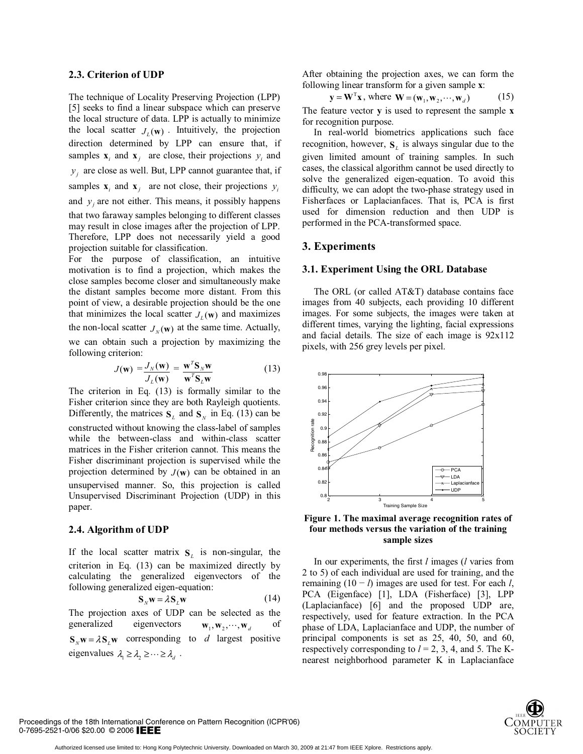### 2.3. Criterion of UDP

The technique of Locality Preserving Projection (LPP) [5] seeks to find a linear subspace which can preserve the local structure of data. LPP is actually to minimize the local scatter $J_L(\mathbf{w})$. Intuitively, the projection direction determined by LPP can ensure that, if samples $\mathbf{x}_i$ and $\mathbf{x}_j$ are close, their projections $y_i$ and $y_j$ are close as well. But, LPP cannot guarantee that, if samples $\mathbf{x}_i$ and $\mathbf{x}_j$ are not close, their projections $y_i$ and $y_j$ are not either. This means, it possibly happens that two faraway samples belonging to different classes may result in close images after the projection of LPP. Therefore, LPP does not necessarily yield a good projection suitable for classification.

For the purpose of classification, an intuitive motivation is to find a projection, which makes the close samples become closer and simultaneously make the distant samples become more distant. From this point of view, a desirable projection should be the one that minimizes the local scatter $J_L(\mathbf{w})$ and maximizes the non-local scatter $J_N(\mathbf{w})$ at the same time. Actually, we can obtain such a projection by maximizing the following criterion:

$$J(\mathbf{w}) = \frac{J_N(\mathbf{w})}{J_L(\mathbf{w})} = \frac{\mathbf{w}^T \mathbf{S}_N \mathbf{w}}{\mathbf{w}^T \mathbf{S}_L \mathbf{w}} \tag{13}$$

The criterion in Eq. (13) is formally similar to the Fisher criterion since they are both Rayleigh quotients. Differently, the matrices $\mathbf{S}_L$ and $\mathbf{S}_N$ in Eq. (13) can be constructed without knowing the class-label of samples while the between-class and within-class scatter matrices in the Fisher criterion cannot. This means the Fisher discriminant projection is supervised while the projection determined by $J(\mathbf{w})$ can be obtained in an unsupervised manner. So, this projection is called Unsupervised Discriminant Projection (UDP) in this paper.

### 2.4. Algorithm of UDP

If the local scatter matrix $\mathbf{S}_L$ is non-singular, the criterion in Eq. (13) can be maximized directly by calculating the generalized eigenvectors of the following generalized eigen-equation:

$$\mathbf{S}_N \mathbf{w} = \lambda \mathbf{S}_L \mathbf{w} \tag{14}$$

The projection axes of UDP can be selected as the generalized eigenvectors $\mathbf{w}_1, \mathbf{w}_2, \cdots, \mathbf{w}_d$ of $\mathbf{S}_N \mathbf{w} = \lambda \mathbf{S}_L \mathbf{w}$ corresponding to $d$ largest positive eigenvalues $\lambda_1 \geq \lambda_2 \geq \cdots \geq \lambda_d$.

After obtaining the projection axes, we can form the following linear transform for a given sample $\mathbf{x}$:

$$\mathbf{y} = \mathbf{W}^{\mathrm{T}} \mathbf{x}, \text{ where } \mathbf{W} = (\mathbf{w}_1, \mathbf{w}_2, \cdots, \mathbf{w}_d) \tag{15}$$

The feature vector $\mathbf{y}$ is used to represent the sample $\mathbf{x}$ for recognition purpose.

In real-world biometrics applications such face recognition, however, $\mathbf{S}_L$ is always singular due to the given limited amount of training samples. In such cases, the classical algorithm cannot be used directly to solve the generalized eigen-equation. To avoid this difficulty, we can adopt the two-phase strategy used in Fisherfaces or Laplacianfaces. That is, PCA is first used for dimension reduction and then UDP is performed in the PCA-transformed space.

## 3. Experiments

### 3.1. Experiment Using the ORL Database

The ORL (or called AT&T) database contains face images from 40 subjects, each providing 10 different images. For some subjects, the images were taken at different times, varying the lighting, facial expressions and facial details. The size of each image is 92x112 pixels, with 256 grey levels per pixel.

**Figure 1. The maximal average recognition rates of four methods versus the variation of the training sample sizes**

In our experiments, the first *l* images (*l* varies from 2 to 5) of each individual are used for training, and the remaining (10 − *l*) images are used for test. For each *l*, PCA (Eigenface) [1], LDA (Fisherface) [3], LPP (Laplacianface) [6] and the proposed UDP are, respectively, used for feature extraction. In the PCA phase of LDA, Laplacianface and UDP, the number of principal components is set as 25, 40, 50, and 60, respectively corresponding to *l* = 2, 3, 4, and 5. The K-nearest neighborhood parameter K in Laplacianface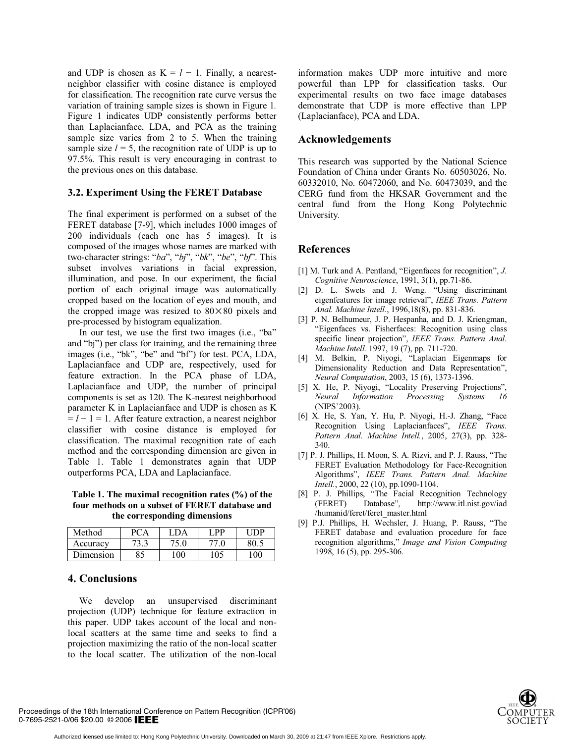and UDP is chosen as $K = l - 1$. Finally, a nearest-neighbor classifier with cosine distance is employed for classification. The recognition rate curve versus the variation of training sample sizes is shown in Figure 1. Figure 1 indicates UDP consistently performs better than Laplacianface, LDA, and PCA as the training sample size varies from 2 to 5. When the training sample size $l = 5$, the recognition rate of UDP is up to 97.5%. This result is very encouraging in contrast to the previous ones on this database.

### 3.2. Experiment Using the FERET Database

The final experiment is performed on a subset of the FERET database [7-9], which includes 1000 images of 200 individuals (each one has 5 images). It is composed of the images whose names are marked with two-character strings: "*ba*", "*bj*", "*bk*", "*be*", "*bf*". This subset involves variations in facial expression, illumination, and pose. In our experiment, the facial portion of each original image was automatically cropped based on the location of eyes and mouth, and the cropped image was resized to $80 \times 80$ pixels and pre-processed by histogram equalization.

In our test, we use the first two images (i.e., "ba" and "bj") per class for training, and the remaining three images (i.e., "bk", "be" and "bf") for test. PCA, LDA, Laplacianface and UDP are, respectively, used for feature extraction. In the PCA phase of LDA, Laplacianface and UDP, the number of principal components is set as 120. The K-nearest neighborhood parameter K in Laplacianface and UDP is chosen as $K = l - 1 = 1$. After feature extraction, a nearest neighbor classifier with cosine distance is employed for classification. The maximal recognition rate of each method and the corresponding dimension are given in Table 1. Table 1 demonstrates again that UDP outperforms PCA, LDA and Laplacianface.

**Table 1. The maximal recognition rates (%) of the four methods on a subset of FERET database and the corresponding dimensions**

| Method | PCA | LDA | LPP | UDP |
|---|---|---|---|---|
| Accuracy | 73.3 | 75.0 | 77.0 | 80.5 |
| Dimension | 85 | 100 | 105 | 100 |

## 4. Conclusions

We develop an unsupervised discriminant projection (UDP) technique for feature extraction in this paper. UDP takes account of the local and non-local scatters at the same time and seeks to find a projection maximizing the ratio of the non-local scatter to the local scatter. The utilization of the non-local information makes UDP more intuitive and more powerful than LPP for classification tasks. Our experimental results on two face image databases demonstrate that UDP is more effective than LPP (Laplacianface), PCA and LDA.

## Acknowledgements

This research was supported by the National Science Foundation of China under Grants No. 60503026, No. 60332010, No. 60472060, and No. 60473039, and the CERG fund from the HKSAR Government and the central fund from the Hong Kong Polytechnic University.

## References

[1] M. Turk and A. Pentland, "Eigenfaces for recognition", *J. Cognitive Neuroscience*, 1991, 3(1), pp.71-86.

[2] D. L. Swets and J. Weng. "Using discriminant eigenfeatures for image retrieval", *IEEE Trans. Pattern Anal. Machine Intell.*, 1996,18(8), pp. 831-836.

[3] P. N. Belhumeur, J. P. Hespanha, and D. J. Kriengman, "Eigenfaces vs. Fisherfaces: Recognition using class specific linear projection", *IEEE Trans. Pattern Anal. Machine Intell.* 1997, 19 (7), pp. 711-720.

[4] M. Belkin, P. Niyogi, "Laplacian Eigenmaps for Dimensionality Reduction and Data Representation", *Neural Computation*, 2003, 15 (6), 1373-1396.

[5] X. He, P. Niyogi, "Locality Preserving Projections", *Neural Information Processing Systems 16* (NIPS'2003).

[6] X. He, S. Yan, Y. Hu, P. Niyogi, H.-J. Zhang, "Face Recognition Using Laplacianfaces", *IEEE Trans. Pattern Anal. Machine Intell.*, 2005, 27(3), pp. 328-340.

[7] P. J. Phillips, H. Moon, S. A. Rizvi, and P. J. Rauss, "The FERET Evaluation Methodology for Face-Recognition Algorithms", *IEEE Trans. Pattern Anal. Machine Intell.*, 2000, 22 (10), pp.1090-1104.

[8] P. J. Phillips, "The Facial Recognition Technology (FERET) Database", http://www.itl.nist.gov/iad/humanid/feret/feret_master.html

[9] P.J. Phillips, H. Wechsler, J. Huang, P. Rauss, "The FERET database and evaluation procedure for face recognition algorithms," *Image and Vision Computing* 1998, 16 (5), pp. 295-306.